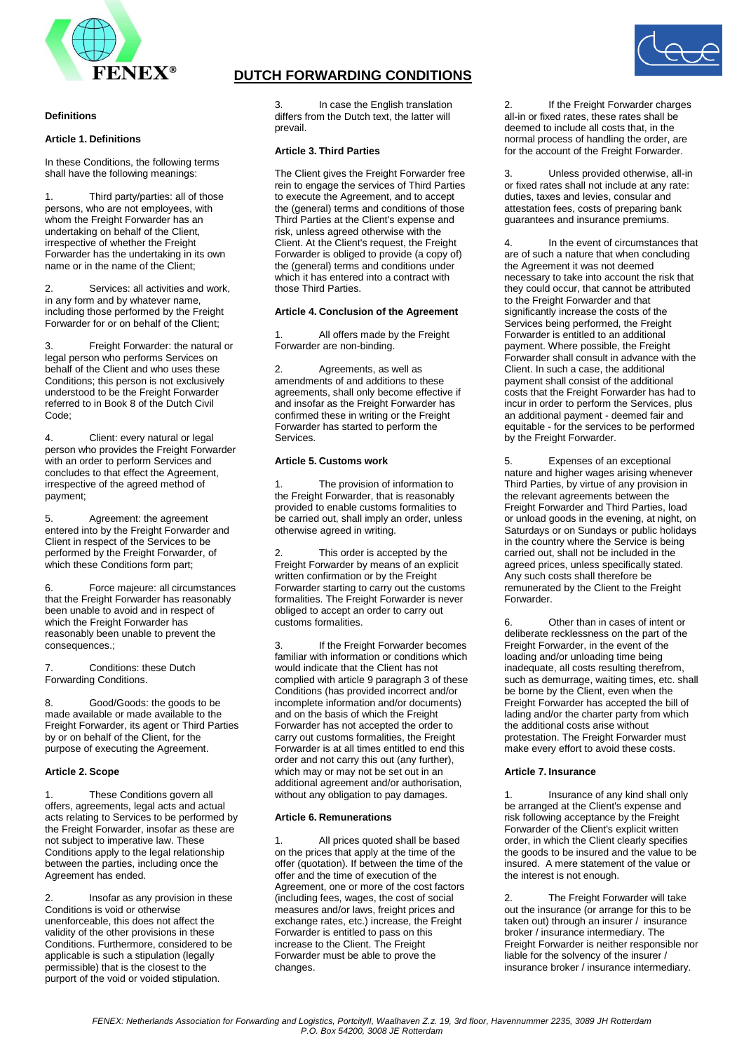# DUTCH FORWARDING CONDITIONS

## Definitions

### Article 1. Definitions

In these Conditions, the following terms shall have the following meanings:

1. Third party/parties: all of those persons, who are not employees, with whom the Freight Forwarder has an undertaking on behalf of the Client, irrespective of whether the Freight Forwarder has the undertaking in its own name or in the name of the Client;

2. Services: all activities and work, in any form and by whatever name, including those performed by the Freight Forwarder for or on behalf of the Client;

3. Freight Forwarder: the natural or legal person who performs Services on behalf of the Client and who uses these Conditions; this person is not exclusively understood to be the Freight Forwarder referred to in Book 8 of the Dutch Civil Code;

4. Client: every natural or legal person who provides the Freight Forwarder with an order to perform Services and concludes to that effect the Agreement, irrespective of the agreed method of payment;

5. Agreement: the agreement entered into by the Freight Forwarder and Client in respect of the Services to be performed by the Freight Forwarder, of which these Conditions form part;

6. Force majeure: all circumstances that the Freight Forwarder has reasonably been unable to avoid and in respect of which the Freight Forwarder has reasonably been unable to prevent the consequences.;

7. Conditions: these Dutch Forwarding Conditions.

8. Good/Goods: the goods to be made available or made available to the Freight Forwarder, its agent or Third Parties by or on behalf of the Client, for the purpose of executing the Agreement.

### Article 2. Scope

1. These Conditions govern all offers, agreements, legal acts and actual acts relating to Services to be performed by the Freight Forwarder, insofar as these are not subject to imperative law. These Conditions apply to the legal relationship between the parties, including once the Agreement has ended.

2. Insofar as any provision in these Conditions is void or otherwise unenforceable, this does not affect the validity of the other provisions in these Conditions. Furthermore, considered to be applicable is such a stipulation (legally permissible) that is the closest to the purport of the void or voided stipulation.

3. In case the English translation differs from the Dutch text, the latter will prevail.

### Article 3. Third Parties

The Client gives the Freight Forwarder free rein to engage the services of Third Parties to execute the Agreement, and to accept the (general) terms and conditions of those Third Parties at the Client's expense and risk, unless agreed otherwise with the Client. At the Client's request, the Freight Forwarder is obliged to provide (a copy of) the (general) terms and conditions under which it has entered into a contract with those Third Parties.

### Article 4. Conclusion of the Agreement

1. All offers made by the Freight Forwarder are non-binding.

2. Agreements, as well as amendments of and additions to these agreements, shall only become effective if and insofar as the Freight Forwarder has confirmed these in writing or the Freight Forwarder has started to perform the Services.

### Article 5. Customs work

1. The provision of information to the Freight Forwarder, that is reasonably provided to enable customs formalities to be carried out, shall imply an order, unless otherwise agreed in writing.

2. This order is accepted by the Freight Forwarder by means of an explicit written confirmation or by the Freight Forwarder starting to carry out the customs formalities. The Freight Forwarder is never obliged to accept an order to carry out customs formalities.

3. If the Freight Forwarder becomes familiar with information or conditions which would indicate that the Client has not complied with article 9 paragraph 3 of these Conditions (has provided incorrect and/or incomplete information and/or documents) and on the basis of which the Freight Forwarder has not accepted the order to carry out customs formalities, the Freight Forwarder is at all times entitled to end this order and not carry this out (any further), which may or may not be set out in an additional agreement and/or authorisation, without any obligation to pay damages.

### Article 6. Remunerations

1. All prices quoted shall be based on the prices that apply at the time of the offer (quotation). If between the time of the offer and the time of execution of the Agreement, one or more of the cost factors (including fees, wages, the cost of social measures and/or laws, freight prices and exchange rates, etc.) increase, the Freight Forwarder is entitled to pass on this increase to the Client. The Freight Forwarder must be able to prove the changes.

2. If the Freight Forwarder charges all-in or fixed rates, these rates shall be deemed to include all costs that, in the normal process of handling the order, are for the account of the Freight Forwarder.

3. Unless provided otherwise, all-in or fixed rates shall not include at any rate: duties, taxes and levies, consular and attestation fees, costs of preparing bank guarantees and insurance premiums.

4. In the event of circumstances that are of such a nature that when concluding the Agreement it was not deemed necessary to take into account the risk that they could occur, that cannot be attributed to the Freight Forwarder and that significantly increase the costs of the Services being performed, the Freight Forwarder is entitled to an additional payment. Where possible, the Freight Forwarder shall consult in advance with the Client. In such a case, the additional payment shall consist of the additional costs that the Freight Forwarder has had to incur in order to perform the Services, plus an additional payment - deemed fair and equitable - for the services to be performed by the Freight Forwarder.

5. Expenses of an exceptional nature and higher wages arising whenever Third Parties, by virtue of any provision in the relevant agreements between the Freight Forwarder and Third Parties, load or unload goods in the evening, at night, on Saturdays or on Sundays or public holidays in the country where the Service is being carried out, shall not be included in the agreed prices, unless specifically stated. Any such costs shall therefore be remunerated by the Client to the Freight Forwarder.

6. Other than in cases of intent or deliberate recklessness on the part of the Freight Forwarder, in the event of the loading and/or unloading time being inadequate, all costs resulting therefrom, such as demurrage, waiting times, etc. shall be borne by the Client, even when the Freight Forwarder has accepted the bill of lading and/or the charter party from which the additional costs arise without protestation. The Freight Forwarder must make every effort to avoid these costs.

### Article 7. Insurance

1. Insurance of any kind shall only be arranged at the Client's expense and risk following acceptance by the Freight Forwarder of the Client's explicit written order, in which the Client clearly specifies the goods to be insured and the value to be insured. A mere statement of the value or the interest is not enough.

2. The Freight Forwarder will take out the insurance (or arrange for this to be taken out) through an insurer / insurance broker / insurance intermediary. The Freight Forwarder is neither responsible nor liable for the solvency of the insurer / insurance broker / insurance intermediary.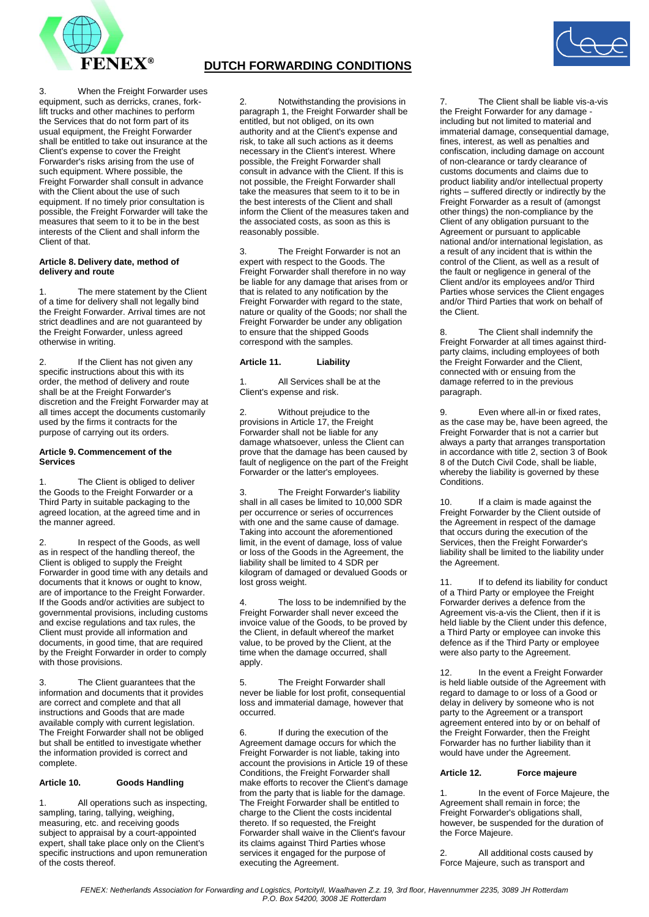3. When the Freight Forwarder uses equipment, such as derricks, cranes, fork-lift trucks and other machines to perform the Services that do not form part of its usual equipment, the Freight Forwarder shall be entitled to take out insurance at the Client's expense to cover the Freight Forwarder's risks arising from the use of such equipment. Where possible, the Freight Forwarder shall consult in advance with the Client about the use of such equipment. If no timely prior consultation is possible, the Freight Forwarder will take the measures that seem to it to be in the best interests of the Client and shall inform the Client of that.

#### Article 8. Delivery date, method of delivery and route

1. The mere statement by the Client of a time for delivery shall not legally bind the Freight Forwarder. Arrival times are not strict deadlines and are not guaranteed by the Freight Forwarder, unless agreed otherwise in writing.

2. If the Client has not given any specific instructions about this with its order, the method of delivery and route shall be at the Freight Forwarder's discretion and the Freight Forwarder may at all times accept the documents customarily used by the firms it contracts for the purpose of carrying out its orders.

#### Article 9. Commencement of the Services

1. The Client is obliged to deliver the Goods to the Freight Forwarder or a Third Party in suitable packaging to the agreed location, at the agreed time and in the manner agreed.

2. In respect of the Goods, as well as in respect of the handling thereof, the Client is obliged to supply the Freight Forwarder in good time with any details and documents that it knows or ought to know, are of importance to the Freight Forwarder. If the Goods and/or activities are subject to governmental provisions, including customs and excise regulations and tax rules, the Client must provide all information and documents, in good time, that are required by the Freight Forwarder in order to comply with those provisions.

3. The Client guarantees that the information and documents that it provides are correct and complete and that all instructions and Goods that are made available comply with current legislation. The Freight Forwarder shall not be obliged but shall be entitled to investigate whether the information provided is correct and complete.

#### Article 10. Goods Handling

1. All operations such as inspecting, sampling, taring, tallying, weighing, measuring, etc. and receiving goods subject to appraisal by a court-appointed expert, shall take place only on the Client's specific instructions and upon remuneration of the costs thereof.

2. Notwithstanding the provisions in paragraph 1, the Freight Forwarder shall be entitled, but not obliged, on its own authority and at the Client's expense and risk, to take all such actions as it deems necessary in the Client's interest. Where possible, the Freight Forwarder shall consult in advance with the Client. If this is not possible, the Freight Forwarder shall take the measures that seem to it to be in the best interests of the Client and shall inform the Client of the measures taken and the associated costs, as soon as this is reasonably possible.

3. The Freight Forwarder is not an expert with respect to the Goods. The Freight Forwarder shall therefore in no way be liable for any damage that arises from or that is related to any notification by the Freight Forwarder with regard to the state, nature or quality of the Goods; nor shall the Freight Forwarder be under any obligation to ensure that the shipped Goods correspond with the samples.

#### Article 11. Liability

1. All Services shall be at the Client's expense and risk.

2. Without prejudice to the provisions in Article 17, the Freight Forwarder shall not be liable for any damage whatsoever, unless the Client can prove that the damage has been caused by fault of negligence on the part of the Freight Forwarder or the latter's employees.

3. The Freight Forwarder's liability shall in all cases be limited to 10,000 SDR per occurrence or series of occurrences with one and the same cause of damage. Taking into account the aforementioned limit, in the event of damage, loss of value or loss of the Goods in the Agreement, the liability shall be limited to 4 SDR per kilogram of damaged or devalued Goods or lost gross weight.

4. The loss to be indemnified by the Freight Forwarder shall never exceed the invoice value of the Goods, to be proved by the Client, in default whereof the market value, to be proved by the Client, at the time when the damage occurred, shall apply.

5. The Freight Forwarder shall never be liable for lost profit, consequential loss and immaterial damage, however that occurred.

6. If during the execution of the Agreement damage occurs for which the Freight Forwarder is not liable, taking into account the provisions in Article 19 of these Conditions, the Freight Forwarder shall make efforts to recover the Client's damage from the party that is liable for the damage. The Freight Forwarder shall be entitled to charge to the Client the costs incidental thereto. If so requested, the Freight Forwarder shall waive in the Client's favour its claims against Third Parties whose services it engaged for the purpose of executing the Agreement.

7. The Client shall be liable vis-a-vis the Freight Forwarder for any damage - including but not limited to material and immaterial damage, consequential damage, fines, interest, as well as penalties and confiscation, including damage on account of non-clearance or tardy clearance of customs documents and claims due to product liability and/or intellectual property rights – suffered directly or indirectly by the Freight Forwarder as a result of (amongst other things) the non-compliance by the Client of any obligation pursuant to the Agreement or pursuant to applicable national and/or international legislation, as a result of any incident that is within the control of the Client, as well as a result of the fault or negligence in general of the Client and/or its employees and/or Third Parties whose services the Client engages and/or Third Parties that work on behalf of the Client.

8. The Client shall indemnify the Freight Forwarder at all times against third-party claims, including employees of both the Freight Forwarder and the Client, connected with or ensuing from the damage referred to in the previous paragraph.

9. Even where all-in or fixed rates, as the case may be, have been agreed, the Freight Forwarder that is not a carrier but always a party that arranges transportation in accordance with title 2, section 3 of Book 8 of the Dutch Civil Code, shall be liable, whereby the liability is governed by these Conditions.

10. If a claim is made against the Freight Forwarder by the Client outside of the Agreement in respect of the damage that occurs during the execution of the Services, then the Freight Forwarder's liability shall be limited to the liability under the Agreement.

11. If to defend its liability for conduct of a Third Party or employee the Freight Forwarder derives a defence from the Agreement vis-a-vis the Client, then if it is held liable by the Client under this defence, a Third Party or employee can invoke this defence as if the Third Party or employee were also party to the Agreement.

12. In the event a Freight Forwarder is held liable outside of the Agreement with regard to damage to or loss of a Good or delay in delivery by someone who is not party to the Agreement or a transport agreement entered into by or on behalf of the Freight Forwarder, then the Freight Forwarder has no further liability than it would have under the Agreement.

#### Article 12. Force majeure

1. In the event of Force Majeure, the Agreement shall remain in force; the Freight Forwarder's obligations shall, however, be suspended for the duration of the Force Majeure.

2. All additional costs caused by Force Majeure, such as transport and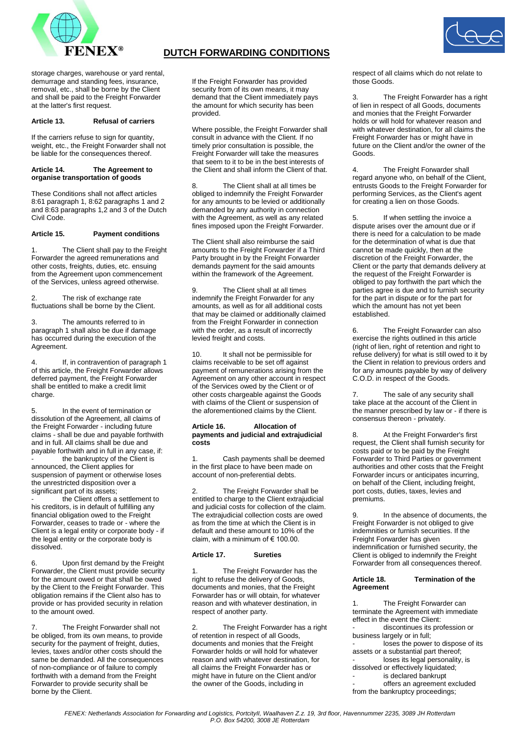storage charges, warehouse or yard rental, demurrage and standing fees, insurance, removal, etc., shall be borne by the Client and shall be paid to the Freight Forwarder at the latter's first request.

### Article 13. Refusal of carriers

If the carriers refuse to sign for quantity, weight, etc., the Freight Forwarder shall not be liable for the consequences thereof.

### Article 14. The Agreement to organise transportation of goods

These Conditions shall not affect articles 8:61 paragraph 1, 8:62 paragraphs 1 and 2 and 8:63 paragraphs 1,2 and 3 of the Dutch Civil Code.

### Article 15. Payment conditions

1. The Client shall pay to the Freight Forwarder the agreed remunerations and other costs, freights, duties, etc. ensuing from the Agreement upon commencement of the Services, unless agreed otherwise.

2. The risk of exchange rate fluctuations shall be borne by the Client.

3. The amounts referred to in paragraph 1 shall also be due if damage has occurred during the execution of the Agreement.

4. If, in contravention of paragraph 1 of this article, the Freight Forwarder allows deferred payment, the Freight Forwarder shall be entitled to make a credit limit charge.

5. In the event of termination or dissolution of the Agreement, all claims of the Freight Forwarder - including future claims - shall be due and payable forthwith and in full. All claims shall be due and payable forthwith and in full in any case, if:
- the bankruptcy of the Client is announced, the Client applies for suspension of payment or otherwise loses the unrestricted disposition over a significant part of its assets;
- the Client offers a settlement to his creditors, is in default of fulfilling any financial obligation owed to the Freight Forwarder, ceases to trade or - where the Client is a legal entity or corporate body - if the legal entity or the corporate body is dissolved.

6. Upon first demand by the Freight Forwarder, the Client must provide security for the amount owed or that shall be owed by the Client to the Freight Forwarder. This obligation remains if the Client also has to provide or has provided security in relation to the amount owed.

7. The Freight Forwarder shall not be obliged, from its own means, to provide security for the payment of freight, duties, levies, taxes and/or other costs should the same be demanded. All the consequences of non-compliance or of failure to comply forthwith with a demand from the Freight Forwarder to provide security shall be borne by the Client.

If the Freight Forwarder has provided security from of its own means, it may demand that the Client immediately pays the amount for which security has been provided.

Where possible, the Freight Forwarder shall consult in advance with the Client. If no timely prior consultation is possible, the Freight Forwarder will take the measures that seem to it to be in the best interests of the Client and shall inform the Client of that.

8. The Client shall at all times be obliged to indemnify the Freight Forwarder for any amounts to be levied or additionally demanded by any authority in connection with the Agreement, as well as any related fines imposed upon the Freight Forwarder.

The Client shall also reimburse the said amounts to the Freight Forwarder if a Third Party brought in by the Freight Forwarder demands payment for the said amounts within the framework of the Agreement.

9. The Client shall at all times indemnify the Freight Forwarder for any amounts, as well as for all additional costs that may be claimed or additionally claimed from the Freight Forwarder in connection with the order, as a result of incorrectly levied freight and costs.

10. It shall not be permissible for claims receivable to be set off against payment of remunerations arising from the Agreement on any other account in respect of the Services owed by the Client or of other costs chargeable against the Goods with claims of the Client or suspension of the aforementioned claims by the Client.

### Article 16. Allocation of payments and judicial and extrajudicial costs

1. Cash payments shall be deemed in the first place to have been made on account of non-preferential debts.

2. The Freight Forwarder shall be entitled to charge to the Client extrajudicial and judicial costs for collection of the claim. The extrajudicial collection costs are owed as from the time at which the Client is in default and these amount to 10% of the claim, with a minimum of € 100.00.

### Article 17. Sureties

1. The Freight Forwarder has the right to refuse the delivery of Goods, documents and monies, that the Freight Forwarder has or will obtain, for whatever reason and with whatever destination, in respect of another party.

2. The Freight Forwarder has a right of retention in respect of all Goods, documents and monies that the Freight Forwarder holds or will hold for whatever reason and with whatever destination, for all claims the Freight Forwarder has or might have in future on the Client and/or the owner of the Goods, including in respect of all claims which do not relate to those Goods.

3. The Freight Forwarder has a right of lien in respect of all Goods, documents and monies that the Freight Forwarder holds or will hold for whatever reason and with whatever destination, for all claims the Freight Forwarder has or might have in future on the Client and/or the owner of the Goods.

4. The Freight Forwarder shall regard anyone who, on behalf of the Client, entrusts Goods to the Freight Forwarder for performing Services, as the Client's agent for creating a lien on those Goods.

5. If when settling the invoice a dispute arises over the amount due or if there is need for a calculation to be made for the determination of what is due that cannot be made quickly, then at the discretion of the Freight Forwarder, the Client or the party that demands delivery at the request of the Freight Forwarder is obliged to pay forthwith the part which the parties agree is due and to furnish security for the part in dispute or for the part for which the amount has not yet been established.

6. The Freight Forwarder can also exercise the rights outlined in this article (right of lien, right of retention and right to refuse delivery) for what is still owed to it by the Client in relation to previous orders and for any amounts payable by way of delivery C.O.D. in respect of the Goods.

7. The sale of any security shall take place at the account of the Client in the manner prescribed by law or - if there is consensus thereon - privately.

8. At the Freight Forwarder's first request, the Client shall furnish security for costs paid or to be paid by the Freight Forwarder to Third Parties or government authorities and other costs that the Freight Forwarder incurs or anticipates incurring, on behalf of the Client, including freight, port costs, duties, taxes, levies and premiums.

9. In the absence of documents, the Freight Forwarder is not obliged to give indemnities or furnish securities. If the Freight Forwarder has given indemnification or furnished security, the Client is obliged to indemnify the Freight Forwarder from all consequences thereof.

### Article 18. Termination of the Agreement

1. The Freight Forwarder can terminate the Agreement with immediate effect in the event the Client:
- discontinues its profession or business largely or in full;
- loses the power to dispose of its assets or a substantial part thereof;
- loses its legal personality, is dissolved or effectively liquidated;
- is declared bankrupt
- offers an agreement excluded from the bankruptcy proceedings;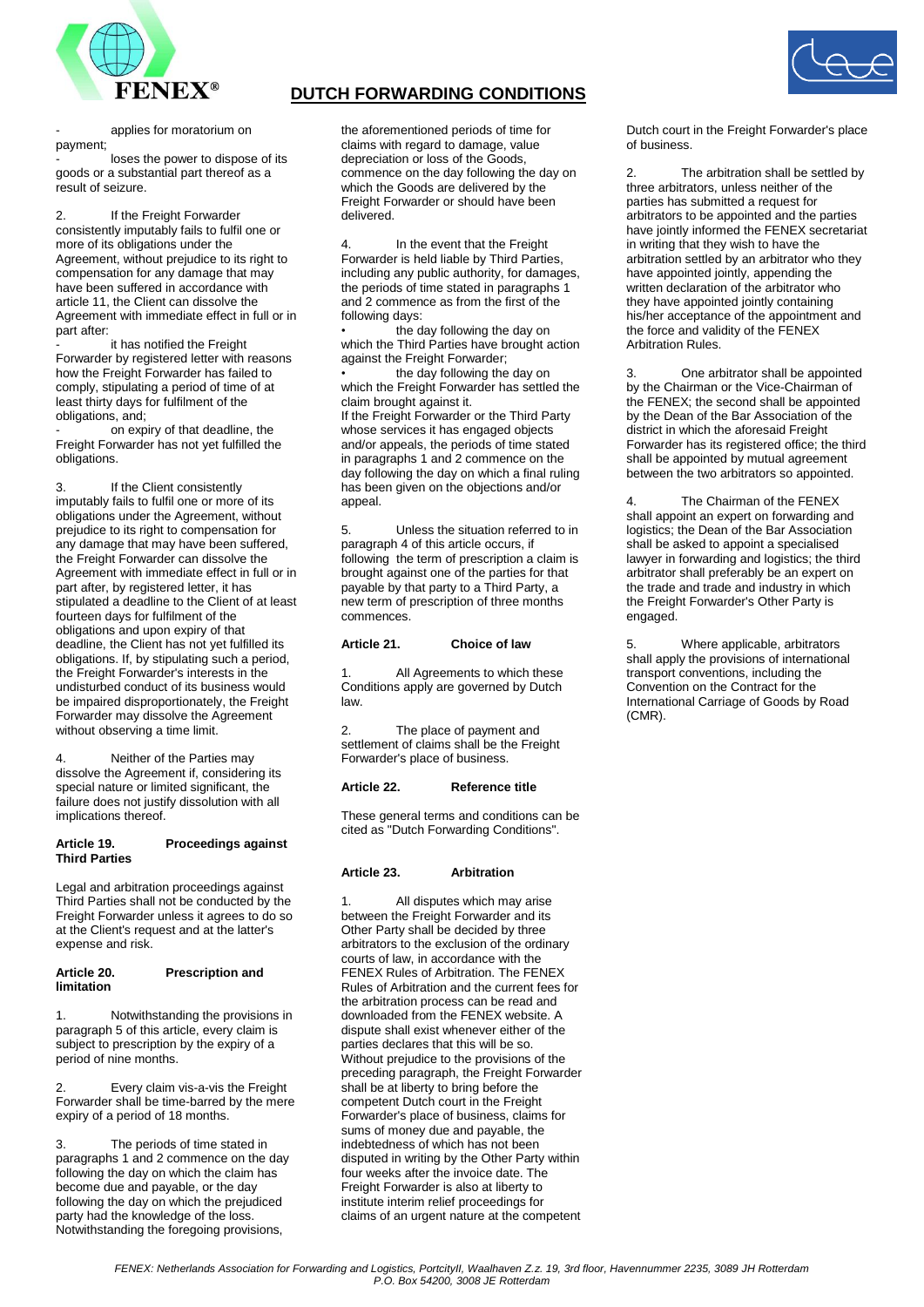- applies for moratorium on payment;
- loses the power to dispose of its goods or a substantial part thereof as a result of seizure.

2. If the Freight Forwarder consistently imputably fails to fulfil one or more of its obligations under the Agreement, without prejudice to its right to compensation for any damage that may have been suffered in accordance with article 11, the Client can dissolve the Agreement with immediate effect in full or in part after:

- it has notified the Freight Forwarder by registered letter with reasons how the Freight Forwarder has failed to comply, stipulating a period of time of at least thirty days for fulfilment of the obligations, and;
- on expiry of that deadline, the Freight Forwarder has not yet fulfilled the obligations.

3. If the Client consistently imputably fails to fulfil one or more of its obligations under the Agreement, without prejudice to its right to compensation for any damage that may have been suffered, the Freight Forwarder can dissolve the Agreement with immediate effect in full or in part after, by registered letter, it has stipulated a deadline to the Client of at least fourteen days for fulfilment of the obligations and upon expiry of that deadline, the Client has not yet fulfilled its obligations. If, by stipulating such a period, the Freight Forwarder's interests in the undisturbed conduct of its business would be impaired disproportionately, the Freight Forwarder may dissolve the Agreement without observing a time limit.

4. Neither of the Parties may dissolve the Agreement if, considering its special nature or limited significant, the failure does not justify dissolution with all implications thereof.

#### Article 19. Proceedings against Third Parties

Legal and arbitration proceedings against Third Parties shall not be conducted by the Freight Forwarder unless it agrees to do so at the Client's request and at the latter's expense and risk.

#### Article 20. Prescription and limitation

1. Notwithstanding the provisions in paragraph 5 of this article, every claim is subject to prescription by the expiry of a period of nine months.

2. Every claim vis-a-vis the Freight Forwarder shall be time-barred by the mere expiry of a period of 18 months.

3. The periods of time stated in paragraphs 1 and 2 commence on the day following the day on which the claim has become due and payable, or the day following the day on which the prejudiced party had the knowledge of the loss. Notwithstanding the foregoing provisions, the aforementioned periods of time for claims with regard to damage, value depreciation or loss of the Goods, commence on the day following the day on which the Goods are delivered by the Freight Forwarder or should have been delivered.

4. In the event that the Freight Forwarder is held liable by Third Parties, including any public authority, for damages, the periods of time stated in paragraphs 1 and 2 commence as from the first of the following days:

- the day following the day on which the Third Parties have brought action against the Freight Forwarder;
- the day following the day on which the Freight Forwarder has settled the claim brought against it.

If the Freight Forwarder or the Third Party whose services it has engaged objects and/or appeals, the periods of time stated in paragraphs 1 and 2 commence on the day following the day on which a final ruling has been given on the objections and/or appeal.

5. Unless the situation referred to in paragraph 4 of this article occurs, if following the term of prescription a claim is brought against one of the parties for that payable by that party to a Third Party, a new term of prescription of three months commences.

#### Article 21. Choice of law

1. All Agreements to which these Conditions apply are governed by Dutch law.

2. The place of payment and settlement of claims shall be the Freight Forwarder's place of business.

#### Article 22. Reference title

These general terms and conditions can be cited as "Dutch Forwarding Conditions".

#### Article 23. Arbitration

1. All disputes which may arise between the Freight Forwarder and its Other Party shall be decided by three arbitrators to the exclusion of the ordinary courts of law, in accordance with the FENEX Rules of Arbitration. The FENEX Rules of Arbitration and the current fees for the arbitration process can be read and downloaded from the FENEX website. A dispute shall exist whenever either of the parties declares that this will be so. Without prejudice to the provisions of the preceding paragraph, the Freight Forwarder shall be at liberty to bring before the competent Dutch court in the Freight Forwarder's place of business, claims for sums of money due and payable, the indebtedness of which has not been disputed in writing by the Other Party within four weeks after the invoice date. The Freight Forwarder is also at liberty to institute interim relief proceedings for claims of an urgent nature at the competent Dutch court in the Freight Forwarder's place of business.

2. The arbitration shall be settled by three arbitrators, unless neither of the parties has submitted a request for arbitrators to be appointed and the parties have jointly informed the FENEX secretariat in writing that they wish to have the arbitration settled by an arbitrator who they have appointed jointly, appending the written declaration of the arbitrator who they have appointed jointly containing his/her acceptance of the appointment and the force and validity of the FENEX Arbitration Rules.

3. One arbitrator shall be appointed by the Chairman or the Vice-Chairman of the FENEX; the second shall be appointed by the Dean of the Bar Association of the district in which the aforesaid Freight Forwarder has its registered office; the third shall be appointed by mutual agreement between the two arbitrators so appointed.

4. The Chairman of the FENEX shall appoint an expert on forwarding and logistics; the Dean of the Bar Association shall be asked to appoint a specialised lawyer in forwarding and logistics; the third arbitrator shall preferably be an expert on the trade and trade and industry in which the Freight Forwarder's Other Party is engaged.

5. Where applicable, arbitrators shall apply the provisions of international transport conventions, including the Convention on the Contract for the International Carriage of Goods by Road (CMR).